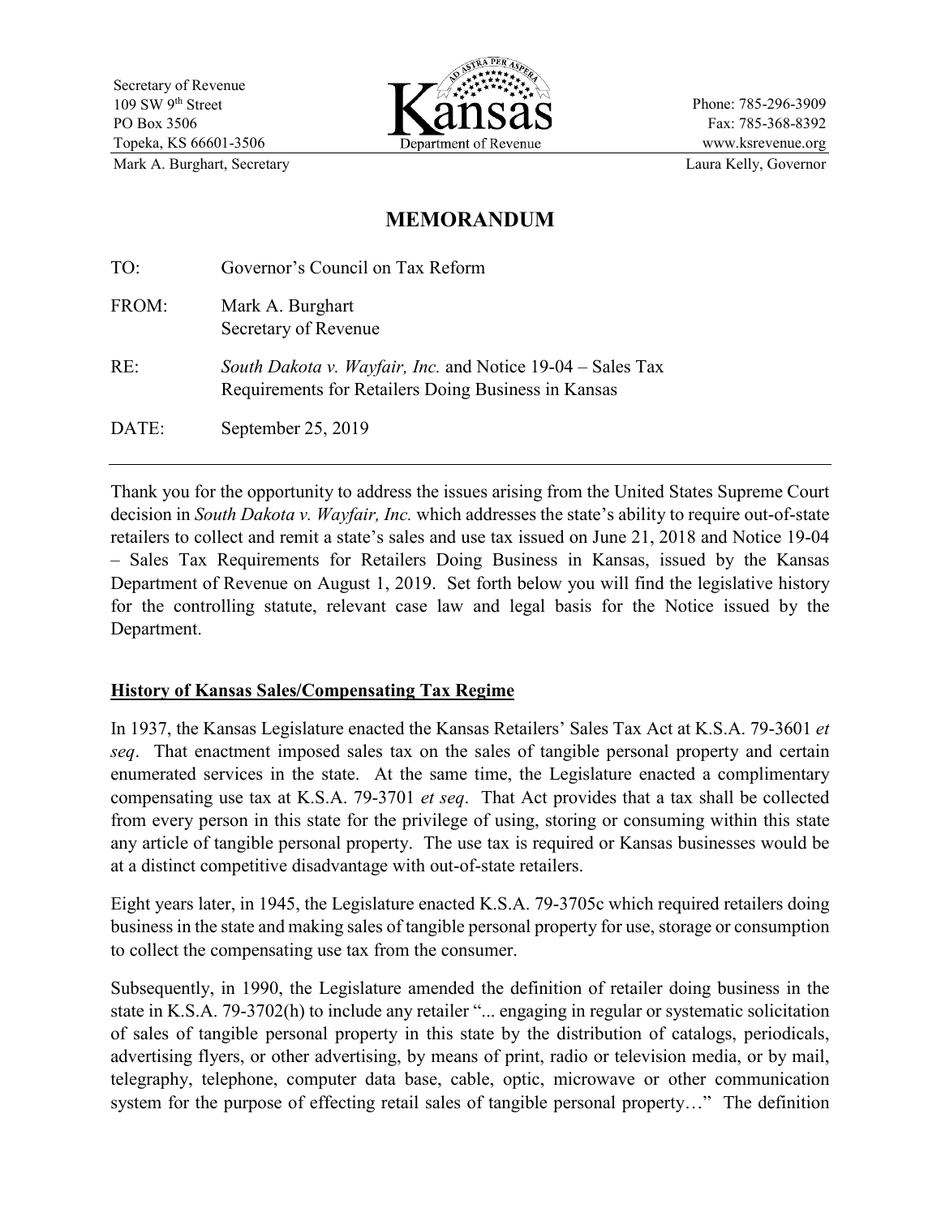Secretary of Revenue
109 SW 9th Street
PO Box 3506
Topeka, KS 66601-3506
Mark A. Burghart, Secretary

Kansas
Department of Revenue

Phone: 785-296-3909
Fax: 785-368-8392
www.ksrevenue.org
Laura Kelly, Governor

# MEMORANDUM

TO: Governor's Council on Tax Reform

FROM: Mark A. Burghart
Secretary of Revenue

RE: *South Dakota v. Wayfair, Inc.* and Notice 19-04 – Sales Tax Requirements for Retailers Doing Business in Kansas

DATE: September 25, 2019

---

Thank you for the opportunity to address the issues arising from the United States Supreme Court decision in *South Dakota v. Wayfair, Inc.* which addresses the state's ability to require out-of-state retailers to collect and remit a state's sales and use tax issued on June 21, 2018 and Notice 19-04 – Sales Tax Requirements for Retailers Doing Business in Kansas, issued by the Kansas Department of Revenue on August 1, 2019. Set forth below you will find the legislative history for the controlling statute, relevant case law and legal basis for the Notice issued by the Department.

## History of Kansas Sales/Compensating Tax Regime

In 1937, the Kansas Legislature enacted the Kansas Retailers' Sales Tax Act at K.S.A. 79-3601 *et seq*. That enactment imposed sales tax on the sales of tangible personal property and certain enumerated services in the state. At the same time, the Legislature enacted a complimentary compensating use tax at K.S.A. 79-3701 *et seq*. That Act provides that a tax shall be collected from every person in this state for the privilege of using, storing or consuming within this state any article of tangible personal property. The use tax is required or Kansas businesses would be at a distinct competitive disadvantage with out-of-state retailers.

Eight years later, in 1945, the Legislature enacted K.S.A. 79-3705c which required retailers doing business in the state and making sales of tangible personal property for use, storage or consumption to collect the compensating use tax from the consumer.

Subsequently, in 1990, the Legislature amended the definition of retailer doing business in the state in K.S.A. 79-3702(h) to include any retailer "... engaging in regular or systematic solicitation of sales of tangible personal property in this state by the distribution of catalogs, periodicals, advertising flyers, or other advertising, by means of print, radio or television media, or by mail, telegraphy, telephone, computer data base, cable, optic, microwave or other communication system for the purpose of effecting retail sales of tangible personal property…" The definition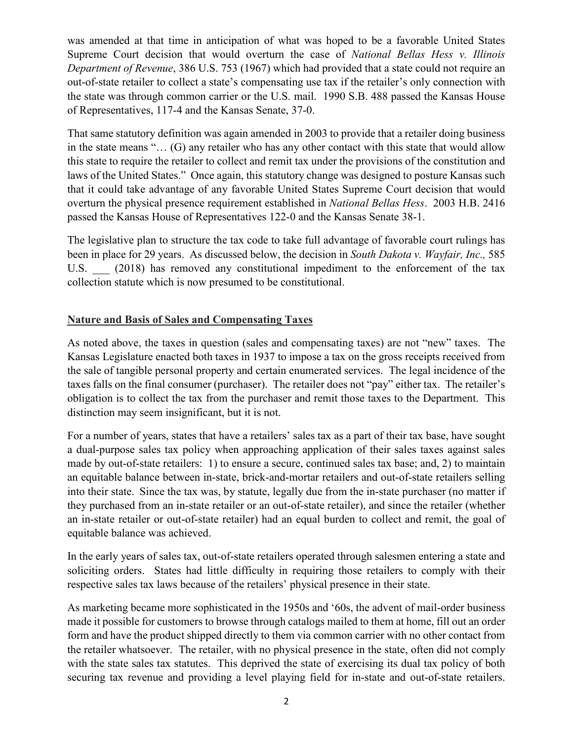was amended at that time in anticipation of what was hoped to be a favorable United States Supreme Court decision that would overturn the case of *National Bellas Hess v. Illinois Department of Revenue*, 386 U.S. 753 (1967) which had provided that a state could not require an out-of-state retailer to collect a state's compensating use tax if the retailer's only connection with the state was through common carrier or the U.S. mail. 1990 S.B. 488 passed the Kansas House of Representatives, 117-4 and the Kansas Senate, 37-0.

That same statutory definition was again amended in 2003 to provide that a retailer doing business in the state means "… (G) any retailer who has any other contact with this state that would allow this state to require the retailer to collect and remit tax under the provisions of the constitution and laws of the United States." Once again, this statutory change was designed to posture Kansas such that it could take advantage of any favorable United States Supreme Court decision that would overturn the physical presence requirement established in *National Bellas Hess*. 2003 H.B. 2416 passed the Kansas House of Representatives 122-0 and the Kansas Senate 38-1.

The legislative plan to structure the tax code to take full advantage of favorable court rulings has been in place for 29 years. As discussed below, the decision in *South Dakota v. Wayfair, Inc.,* 585 U.S. ___ (2018) has removed any constitutional impediment to the enforcement of the tax collection statute which is now presumed to be constitutional.

## Nature and Basis of Sales and Compensating Taxes

As noted above, the taxes in question (sales and compensating taxes) are not "new" taxes. The Kansas Legislature enacted both taxes in 1937 to impose a tax on the gross receipts received from the sale of tangible personal property and certain enumerated services. The legal incidence of the taxes falls on the final consumer (purchaser). The retailer does not "pay" either tax. The retailer's obligation is to collect the tax from the purchaser and remit those taxes to the Department. This distinction may seem insignificant, but it is not.

For a number of years, states that have a retailers' sales tax as a part of their tax base, have sought a dual-purpose sales tax policy when approaching application of their sales taxes against sales made by out-of-state retailers: 1) to ensure a secure, continued sales tax base; and, 2) to maintain an equitable balance between in-state, brick-and-mortar retailers and out-of-state retailers selling into their state. Since the tax was, by statute, legally due from the in-state purchaser (no matter if they purchased from an in-state retailer or an out-of-state retailer), and since the retailer (whether an in-state retailer or out-of-state retailer) had an equal burden to collect and remit, the goal of equitable balance was achieved.

In the early years of sales tax, out-of-state retailers operated through salesmen entering a state and soliciting orders. States had little difficulty in requiring those retailers to comply with their respective sales tax laws because of the retailers' physical presence in their state.

As marketing became more sophisticated in the 1950s and '60s, the advent of mail-order business made it possible for customers to browse through catalogs mailed to them at home, fill out an order form and have the product shipped directly to them via common carrier with no other contact from the retailer whatsoever. The retailer, with no physical presence in the state, often did not comply with the state sales tax statutes. This deprived the state of exercising its dual tax policy of both securing tax revenue and providing a level playing field for in-state and out-of-state retailers.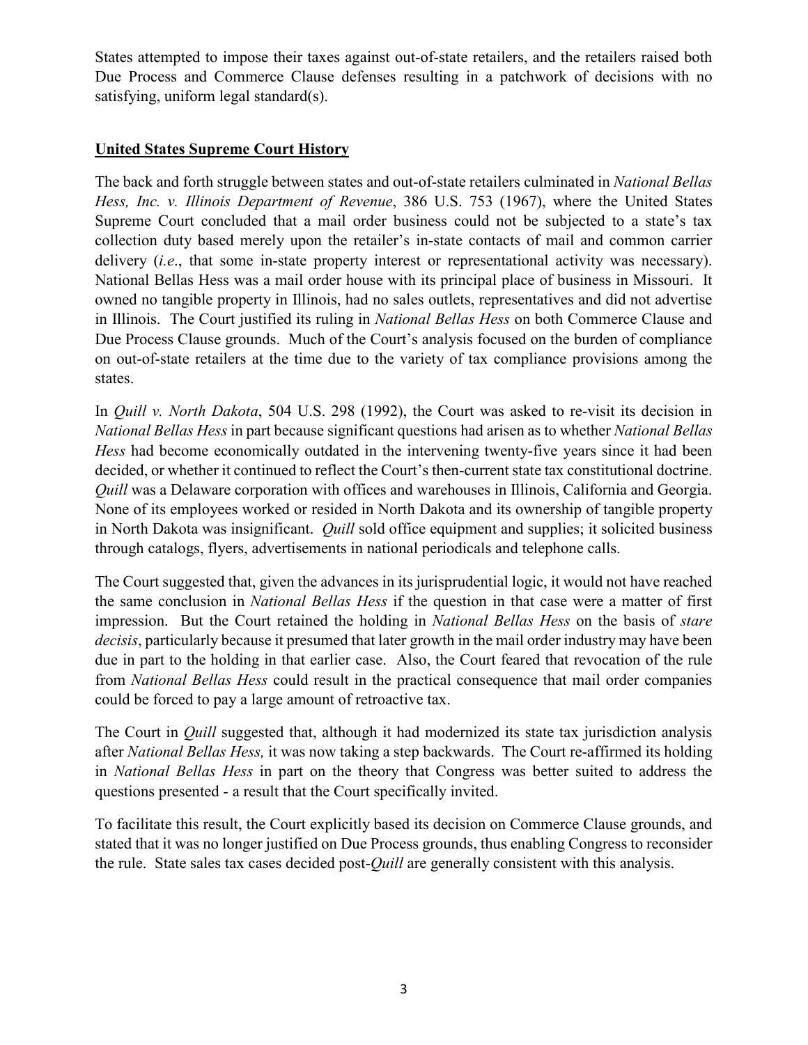States attempted to impose their taxes against out-of-state retailers, and the retailers raised both Due Process and Commerce Clause defenses resulting in a patchwork of decisions with no satisfying, uniform legal standard(s).

## United States Supreme Court History

The back and forth struggle between states and out-of-state retailers culminated in *National Bellas Hess, Inc. v. Illinois Department of Revenue*, 386 U.S. 753 (1967), where the United States Supreme Court concluded that a mail order business could not be subjected to a state's tax collection duty based merely upon the retailer's in-state contacts of mail and common carrier delivery (*i.e*., that some in-state property interest or representational activity was necessary). National Bellas Hess was a mail order house with its principal place of business in Missouri. It owned no tangible property in Illinois, had no sales outlets, representatives and did not advertise in Illinois. The Court justified its ruling in *National Bellas Hess* on both Commerce Clause and Due Process Clause grounds. Much of the Court's analysis focused on the burden of compliance on out-of-state retailers at the time due to the variety of tax compliance provisions among the states.

In *Quill v. North Dakota*, 504 U.S. 298 (1992), the Court was asked to re-visit its decision in *National Bellas Hess* in part because significant questions had arisen as to whether *National Bellas Hess* had become economically outdated in the intervening twenty-five years since it had been decided, or whether it continued to reflect the Court's then-current state tax constitutional doctrine. *Quill* was a Delaware corporation with offices and warehouses in Illinois, California and Georgia. None of its employees worked or resided in North Dakota and its ownership of tangible property in North Dakota was insignificant. *Quill* sold office equipment and supplies; it solicited business through catalogs, flyers, advertisements in national periodicals and telephone calls.

The Court suggested that, given the advances in its jurisprudential logic, it would not have reached the same conclusion in *National Bellas Hess* if the question in that case were a matter of first impression. But the Court retained the holding in *National Bellas Hess* on the basis of *stare decisis*, particularly because it presumed that later growth in the mail order industry may have been due in part to the holding in that earlier case. Also, the Court feared that revocation of the rule from *National Bellas Hess* could result in the practical consequence that mail order companies could be forced to pay a large amount of retroactive tax.

The Court in *Quill* suggested that, although it had modernized its state tax jurisdiction analysis after *National Bellas Hess,* it was now taking a step backwards. The Court re-affirmed its holding in *National Bellas Hess* in part on the theory that Congress was better suited to address the questions presented - a result that the Court specifically invited.

To facilitate this result, the Court explicitly based its decision on Commerce Clause grounds, and stated that it was no longer justified on Due Process grounds, thus enabling Congress to reconsider the rule. State sales tax cases decided post-*Quill* are generally consistent with this analysis.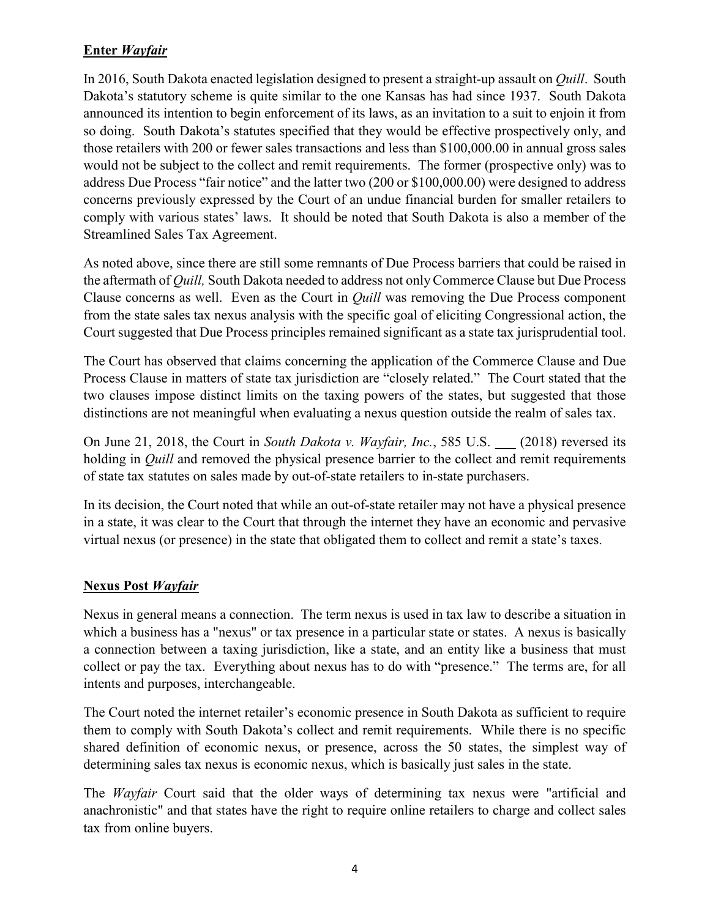## **Enter *Wayfair***

In 2016, South Dakota enacted legislation designed to present a straight-up assault on *Quill*. South Dakota's statutory scheme is quite similar to the one Kansas has had since 1937. South Dakota announced its intention to begin enforcement of its laws, as an invitation to a suit to enjoin it from so doing. South Dakota's statutes specified that they would be effective prospectively only, and those retailers with 200 or fewer sales transactions and less than $100,000.00 in annual gross sales would not be subject to the collect and remit requirements. The former (prospective only) was to address Due Process "fair notice" and the latter two (200 or $100,000.00) were designed to address concerns previously expressed by the Court of an undue financial burden for smaller retailers to comply with various states' laws. It should be noted that South Dakota is also a member of the Streamlined Sales Tax Agreement.

As noted above, since there are still some remnants of Due Process barriers that could be raised in the aftermath of *Quill,* South Dakota needed to address not only Commerce Clause but Due Process Clause concerns as well. Even as the Court in *Quill* was removing the Due Process component from the state sales tax nexus analysis with the specific goal of eliciting Congressional action, the Court suggested that Due Process principles remained significant as a state tax jurisprudential tool.

The Court has observed that claims concerning the application of the Commerce Clause and Due Process Clause in matters of state tax jurisdiction are "closely related." The Court stated that the two clauses impose distinct limits on the taxing powers of the states, but suggested that those distinctions are not meaningful when evaluating a nexus question outside the realm of sales tax.

On June 21, 2018, the Court in *South Dakota v. Wayfair, Inc.*, 585 U.S. ___ (2018) reversed its holding in *Quill* and removed the physical presence barrier to the collect and remit requirements of state tax statutes on sales made by out-of-state retailers to in-state purchasers.

In its decision, the Court noted that while an out-of-state retailer may not have a physical presence in a state, it was clear to the Court that through the internet they have an economic and pervasive virtual nexus (or presence) in the state that obligated them to collect and remit a state's taxes.

## **Nexus Post *Wayfair***

Nexus in general means a connection. The term nexus is used in tax law to describe a situation in which a business has a "nexus" or tax presence in a particular state or states. A nexus is basically a connection between a taxing jurisdiction, like a state, and an entity like a business that must collect or pay the tax. Everything about nexus has to do with "presence." The terms are, for all intents and purposes, interchangeable.

The Court noted the internet retailer's economic presence in South Dakota as sufficient to require them to comply with South Dakota's collect and remit requirements. While there is no specific shared definition of economic nexus, or presence, across the 50 states, the simplest way of determining sales tax nexus is economic nexus, which is basically just sales in the state.

The *Wayfair* Court said that the older ways of determining tax nexus were "artificial and anachronistic" and that states have the right to require online retailers to charge and collect sales tax from online buyers.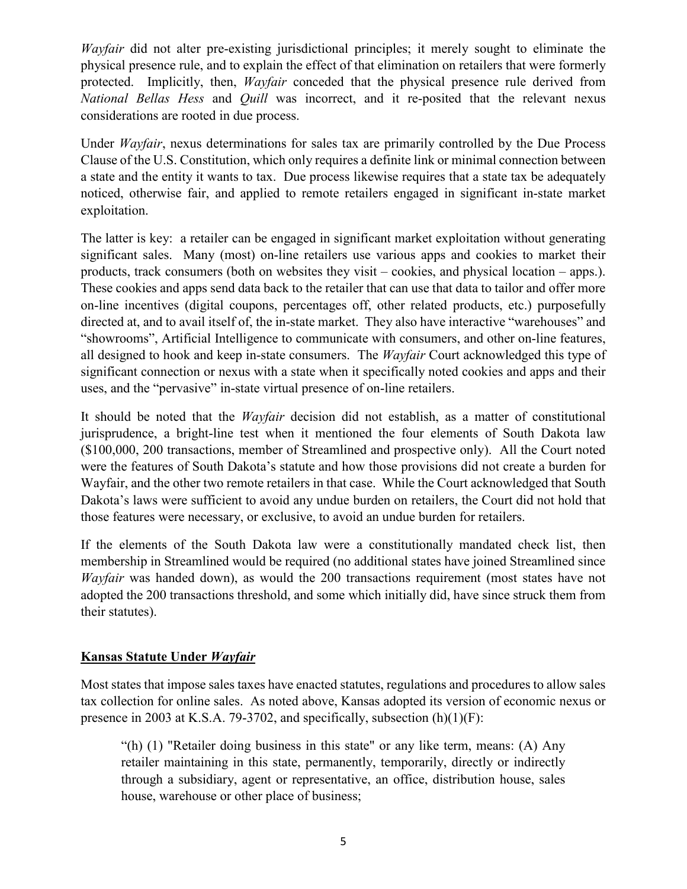*Wayfair* did not alter pre-existing jurisdictional principles; it merely sought to eliminate the physical presence rule, and to explain the effect of that elimination on retailers that were formerly protected. Implicitly, then, *Wayfair* conceded that the physical presence rule derived from *National Bellas Hess* and *Quill* was incorrect, and it re-posited that the relevant nexus considerations are rooted in due process.

Under *Wayfair*, nexus determinations for sales tax are primarily controlled by the Due Process Clause of the U.S. Constitution, which only requires a definite link or minimal connection between a state and the entity it wants to tax. Due process likewise requires that a state tax be adequately noticed, otherwise fair, and applied to remote retailers engaged in significant in-state market exploitation.

The latter is key: a retailer can be engaged in significant market exploitation without generating significant sales. Many (most) on-line retailers use various apps and cookies to market their products, track consumers (both on websites they visit – cookies, and physical location – apps.). These cookies and apps send data back to the retailer that can use that data to tailor and offer more on-line incentives (digital coupons, percentages off, other related products, etc.) purposefully directed at, and to avail itself of, the in-state market. They also have interactive "warehouses" and "showrooms", Artificial Intelligence to communicate with consumers, and other on-line features, all designed to hook and keep in-state consumers. The *Wayfair* Court acknowledged this type of significant connection or nexus with a state when it specifically noted cookies and apps and their uses, and the "pervasive" in-state virtual presence of on-line retailers.

It should be noted that the *Wayfair* decision did not establish, as a matter of constitutional jurisprudence, a bright-line test when it mentioned the four elements of South Dakota law ($100,000, 200 transactions, member of Streamlined and prospective only). All the Court noted were the features of South Dakota's statute and how those provisions did not create a burden for Wayfair, and the other two remote retailers in that case. While the Court acknowledged that South Dakota's laws were sufficient to avoid any undue burden on retailers, the Court did not hold that those features were necessary, or exclusive, to avoid an undue burden for retailers.

If the elements of the South Dakota law were a constitutionally mandated check list, then membership in Streamlined would be required (no additional states have joined Streamlined since *Wayfair* was handed down), as would the 200 transactions requirement (most states have not adopted the 200 transactions threshold, and some which initially did, have since struck them from their statutes).

## **Kansas Statute Under *Wayfair***

Most states that impose sales taxes have enacted statutes, regulations and procedures to allow sales tax collection for online sales. As noted above, Kansas adopted its version of economic nexus or presence in 2003 at K.S.A. 79-3702, and specifically, subsection (h)(1)(F):

> "(h) (1) "Retailer doing business in this state" or any like term, means: (A) Any retailer maintaining in this state, permanently, temporarily, directly or indirectly through a subsidiary, agent or representative, an office, distribution house, sales house, warehouse or other place of business;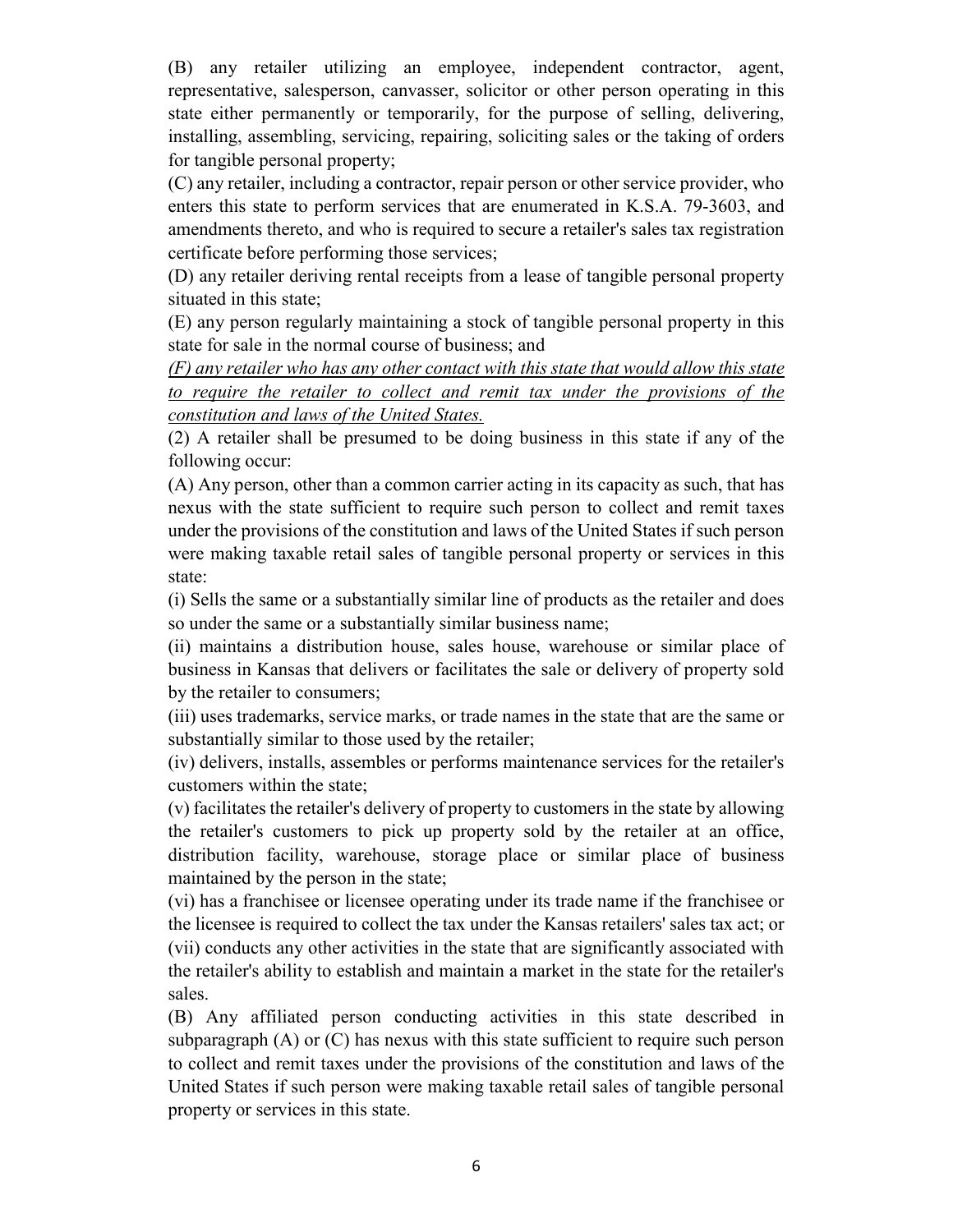(B) any retailer utilizing an employee, independent contractor, agent, representative, salesperson, canvasser, solicitor or other person operating in this state either permanently or temporarily, for the purpose of selling, delivering, installing, assembling, servicing, repairing, soliciting sales or the taking of orders for tangible personal property;

(C) any retailer, including a contractor, repair person or other service provider, who enters this state to perform services that are enumerated in K.S.A. 79-3603, and amendments thereto, and who is required to secure a retailer's sales tax registration certificate before performing those services;

(D) any retailer deriving rental receipts from a lease of tangible personal property situated in this state;

(E) any person regularly maintaining a stock of tangible personal property in this state for sale in the normal course of business; and

<u>*(F) any retailer who has any other contact with this state that would allow this state to require the retailer to collect and remit tax under the provisions of the constitution and laws of the United States.*</u>

(2) A retailer shall be presumed to be doing business in this state if any of the following occur:

(A) Any person, other than a common carrier acting in its capacity as such, that has nexus with the state sufficient to require such person to collect and remit taxes under the provisions of the constitution and laws of the United States if such person were making taxable retail sales of tangible personal property or services in this state:

(i) Sells the same or a substantially similar line of products as the retailer and does so under the same or a substantially similar business name;

(ii) maintains a distribution house, sales house, warehouse or similar place of business in Kansas that delivers or facilitates the sale or delivery of property sold by the retailer to consumers;

(iii) uses trademarks, service marks, or trade names in the state that are the same or substantially similar to those used by the retailer;

(iv) delivers, installs, assembles or performs maintenance services for the retailer's customers within the state;

(v) facilitates the retailer's delivery of property to customers in the state by allowing the retailer's customers to pick up property sold by the retailer at an office, distribution facility, warehouse, storage place or similar place of business maintained by the person in the state;

(vi) has a franchisee or licensee operating under its trade name if the franchisee or the licensee is required to collect the tax under the Kansas retailers' sales tax act; or

(vii) conducts any other activities in the state that are significantly associated with the retailer's ability to establish and maintain a market in the state for the retailer's sales.

(B) Any affiliated person conducting activities in this state described in subparagraph (A) or (C) has nexus with this state sufficient to require such person to collect and remit taxes under the provisions of the constitution and laws of the United States if such person were making taxable retail sales of tangible personal property or services in this state.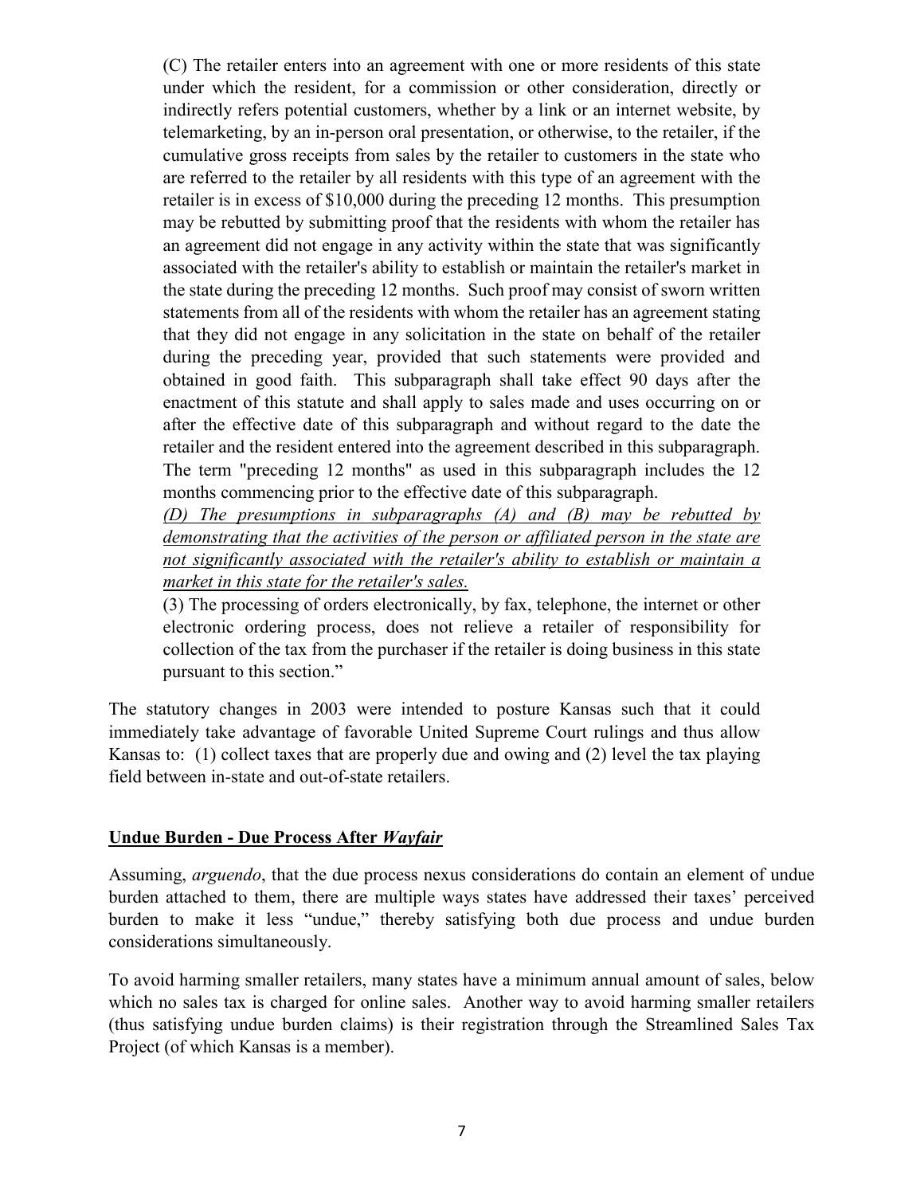(C) The retailer enters into an agreement with one or more residents of this state under which the resident, for a commission or other consideration, directly or indirectly refers potential customers, whether by a link or an internet website, by telemarketing, by an in-person oral presentation, or otherwise, to the retailer, if the cumulative gross receipts from sales by the retailer to customers in the state who are referred to the retailer by all residents with this type of an agreement with the retailer is in excess of $10,000 during the preceding 12 months. This presumption may be rebutted by submitting proof that the residents with whom the retailer has an agreement did not engage in any activity within the state that was significantly associated with the retailer's ability to establish or maintain the retailer's market in the state during the preceding 12 months. Such proof may consist of sworn written statements from all of the residents with whom the retailer has an agreement stating that they did not engage in any solicitation in the state on behalf of the retailer during the preceding year, provided that such statements were provided and obtained in good faith. This subparagraph shall take effect 90 days after the enactment of this statute and shall apply to sales made and uses occurring on or after the effective date of this subparagraph and without regard to the date the retailer and the resident entered into the agreement described in this subparagraph. The term "preceding 12 months" as used in this subparagraph includes the 12 months commencing prior to the effective date of this subparagraph.

*(D) The presumptions in subparagraphs (A) and (B) may be rebutted by demonstrating that the activities of the person or affiliated person in the state are not significantly associated with the retailer's ability to establish or maintain a market in this state for the retailer's sales.*

(3) The processing of orders electronically, by fax, telephone, the internet or other electronic ordering process, does not relieve a retailer of responsibility for collection of the tax from the purchaser if the retailer is doing business in this state pursuant to this section."

The statutory changes in 2003 were intended to posture Kansas such that it could immediately take advantage of favorable United Supreme Court rulings and thus allow Kansas to: (1) collect taxes that are properly due and owing and (2) level the tax playing field between in-state and out-of-state retailers.

**Undue Burden - Due Process After *Wayfair***

Assuming, *arguendo*, that the due process nexus considerations do contain an element of undue burden attached to them, there are multiple ways states have addressed their taxes' perceived burden to make it less "undue," thereby satisfying both due process and undue burden considerations simultaneously.

To avoid harming smaller retailers, many states have a minimum annual amount of sales, below which no sales tax is charged for online sales. Another way to avoid harming smaller retailers (thus satisfying undue burden claims) is their registration through the Streamlined Sales Tax Project (of which Kansas is a member).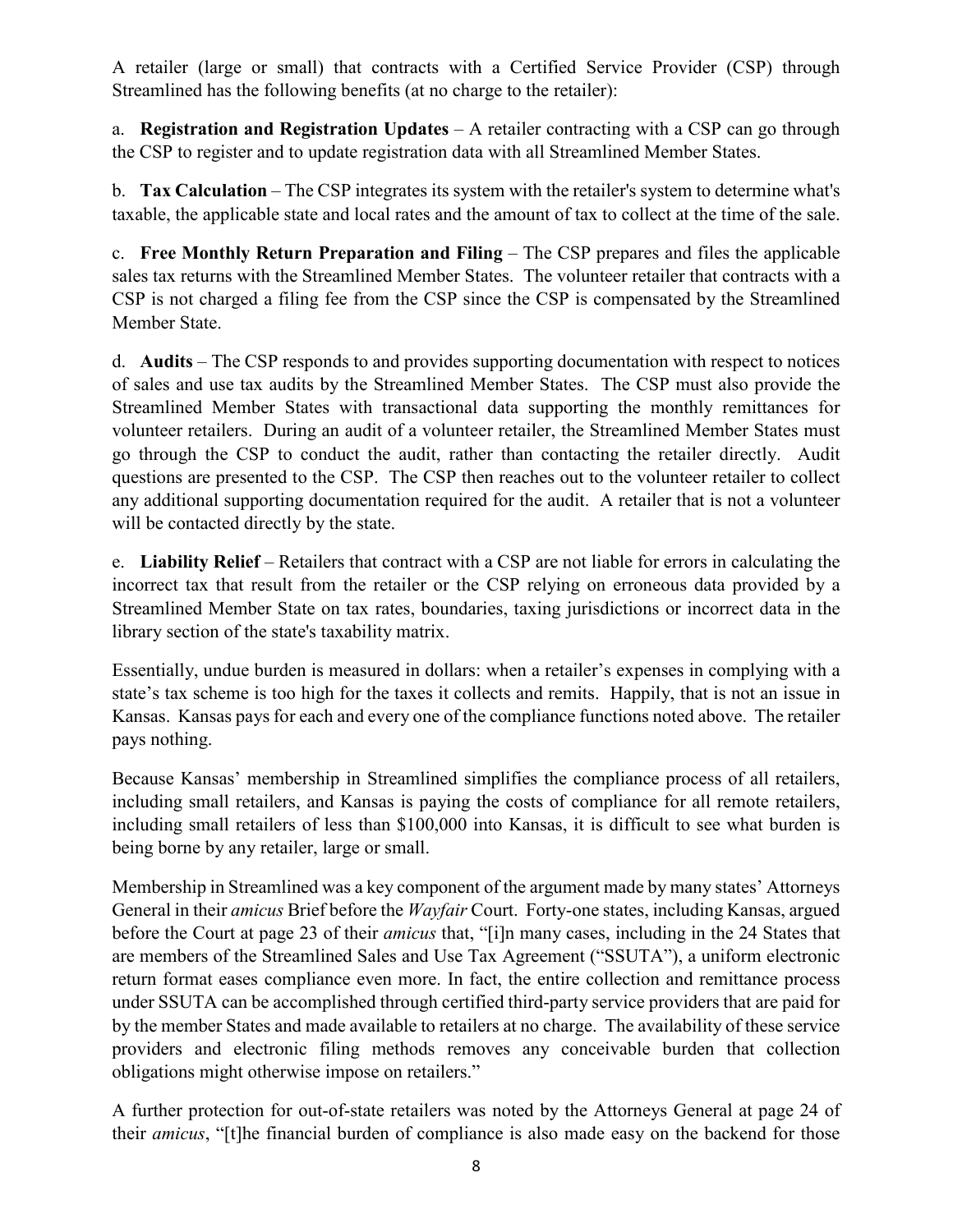A retailer (large or small) that contracts with a Certified Service Provider (CSP) through Streamlined has the following benefits (at no charge to the retailer):

a. **Registration and Registration Updates** – A retailer contracting with a CSP can go through the CSP to register and to update registration data with all Streamlined Member States.

b. **Tax Calculation** – The CSP integrates its system with the retailer's system to determine what's taxable, the applicable state and local rates and the amount of tax to collect at the time of the sale.

c. **Free Monthly Return Preparation and Filing** – The CSP prepares and files the applicable sales tax returns with the Streamlined Member States. The volunteer retailer that contracts with a CSP is not charged a filing fee from the CSP since the CSP is compensated by the Streamlined Member State.

d. **Audits** – The CSP responds to and provides supporting documentation with respect to notices of sales and use tax audits by the Streamlined Member States. The CSP must also provide the Streamlined Member States with transactional data supporting the monthly remittances for volunteer retailers. During an audit of a volunteer retailer, the Streamlined Member States must go through the CSP to conduct the audit, rather than contacting the retailer directly. Audit questions are presented to the CSP. The CSP then reaches out to the volunteer retailer to collect any additional supporting documentation required for the audit. A retailer that is not a volunteer will be contacted directly by the state.

e. **Liability Relief** – Retailers that contract with a CSP are not liable for errors in calculating the incorrect tax that result from the retailer or the CSP relying on erroneous data provided by a Streamlined Member State on tax rates, boundaries, taxing jurisdictions or incorrect data in the library section of the state's taxability matrix.

Essentially, undue burden is measured in dollars: when a retailer's expenses in complying with a state's tax scheme is too high for the taxes it collects and remits. Happily, that is not an issue in Kansas. Kansas pays for each and every one of the compliance functions noted above. The retailer pays nothing.

Because Kansas' membership in Streamlined simplifies the compliance process of all retailers, including small retailers, and Kansas is paying the costs of compliance for all remote retailers, including small retailers of less than $100,000 into Kansas, it is difficult to see what burden is being borne by any retailer, large or small.

Membership in Streamlined was a key component of the argument made by many states' Attorneys General in their *amicus* Brief before the *Wayfair* Court. Forty-one states, including Kansas, argued before the Court at page 23 of their *amicus* that, "[i]n many cases, including in the 24 States that are members of the Streamlined Sales and Use Tax Agreement ("SSUTA"), a uniform electronic return format eases compliance even more. In fact, the entire collection and remittance process under SSUTA can be accomplished through certified third-party service providers that are paid for by the member States and made available to retailers at no charge. The availability of these service providers and electronic filing methods removes any conceivable burden that collection obligations might otherwise impose on retailers."

A further protection for out-of-state retailers was noted by the Attorneys General at page 24 of their *amicus*, "[t]he financial burden of compliance is also made easy on the backend for those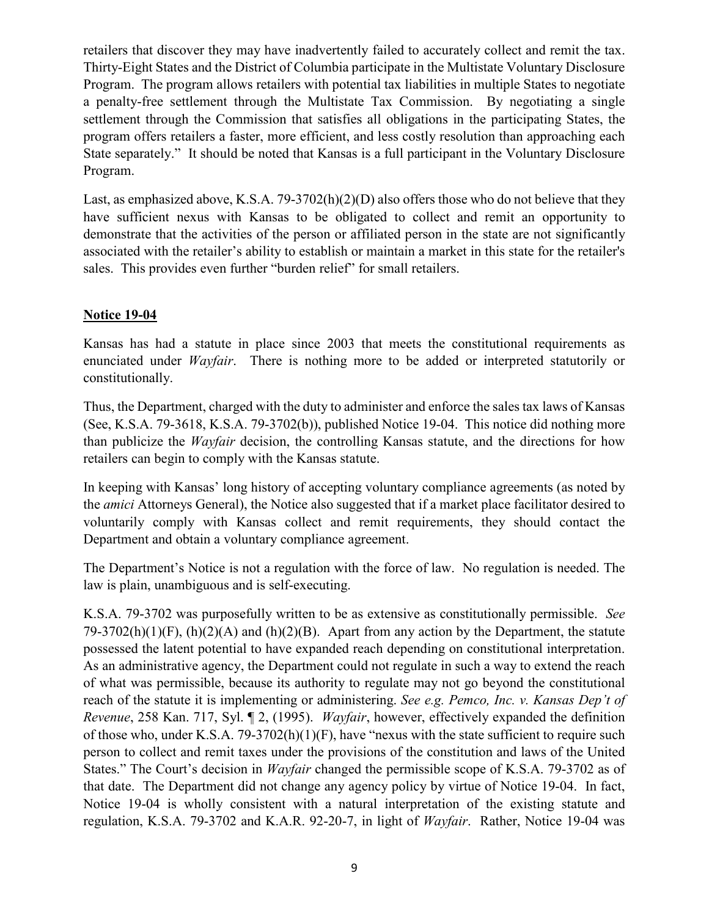retailers that discover they may have inadvertently failed to accurately collect and remit the tax. Thirty-Eight States and the District of Columbia participate in the Multistate Voluntary Disclosure Program. The program allows retailers with potential tax liabilities in multiple States to negotiate a penalty-free settlement through the Multistate Tax Commission. By negotiating a single settlement through the Commission that satisfies all obligations in the participating States, the program offers retailers a faster, more efficient, and less costly resolution than approaching each State separately." It should be noted that Kansas is a full participant in the Voluntary Disclosure Program.

Last, as emphasized above, K.S.A. 79-3702(h)(2)(D) also offers those who do not believe that they have sufficient nexus with Kansas to be obligated to collect and remit an opportunity to demonstrate that the activities of the person or affiliated person in the state are not significantly associated with the retailer's ability to establish or maintain a market in this state for the retailer's sales. This provides even further "burden relief" for small retailers.

**Notice 19-04**

Kansas has had a statute in place since 2003 that meets the constitutional requirements as enunciated under *Wayfair*. There is nothing more to be added or interpreted statutorily or constitutionally.

Thus, the Department, charged with the duty to administer and enforce the sales tax laws of Kansas (See, K.S.A. 79-3618, K.S.A. 79-3702(b)), published Notice 19-04. This notice did nothing more than publicize the *Wayfair* decision, the controlling Kansas statute, and the directions for how retailers can begin to comply with the Kansas statute.

In keeping with Kansas' long history of accepting voluntary compliance agreements (as noted by the *amici* Attorneys General), the Notice also suggested that if a market place facilitator desired to voluntarily comply with Kansas collect and remit requirements, they should contact the Department and obtain a voluntary compliance agreement.

The Department's Notice is not a regulation with the force of law. No regulation is needed. The law is plain, unambiguous and is self-executing.

K.S.A. 79-3702 was purposefully written to be as extensive as constitutionally permissible. *See* 79-3702(h)(1)(F), (h)(2)(A) and (h)(2)(B). Apart from any action by the Department, the statute possessed the latent potential to have expanded reach depending on constitutional interpretation. As an administrative agency, the Department could not regulate in such a way to extend the reach of what was permissible, because its authority to regulate may not go beyond the constitutional reach of the statute it is implementing or administering. *See e.g. Pemco, Inc. v. Kansas Dep't of Revenue*, 258 Kan. 717, Syl. ¶ 2, (1995). *Wayfair*, however, effectively expanded the definition of those who, under K.S.A. 79-3702(h)(1)(F), have "nexus with the state sufficient to require such person to collect and remit taxes under the provisions of the constitution and laws of the United States." The Court's decision in *Wayfair* changed the permissible scope of K.S.A. 79-3702 as of that date. The Department did not change any agency policy by virtue of Notice 19-04. In fact, Notice 19-04 is wholly consistent with a natural interpretation of the existing statute and regulation, K.S.A. 79-3702 and K.A.R. 92-20-7, in light of *Wayfair*. Rather, Notice 19-04 was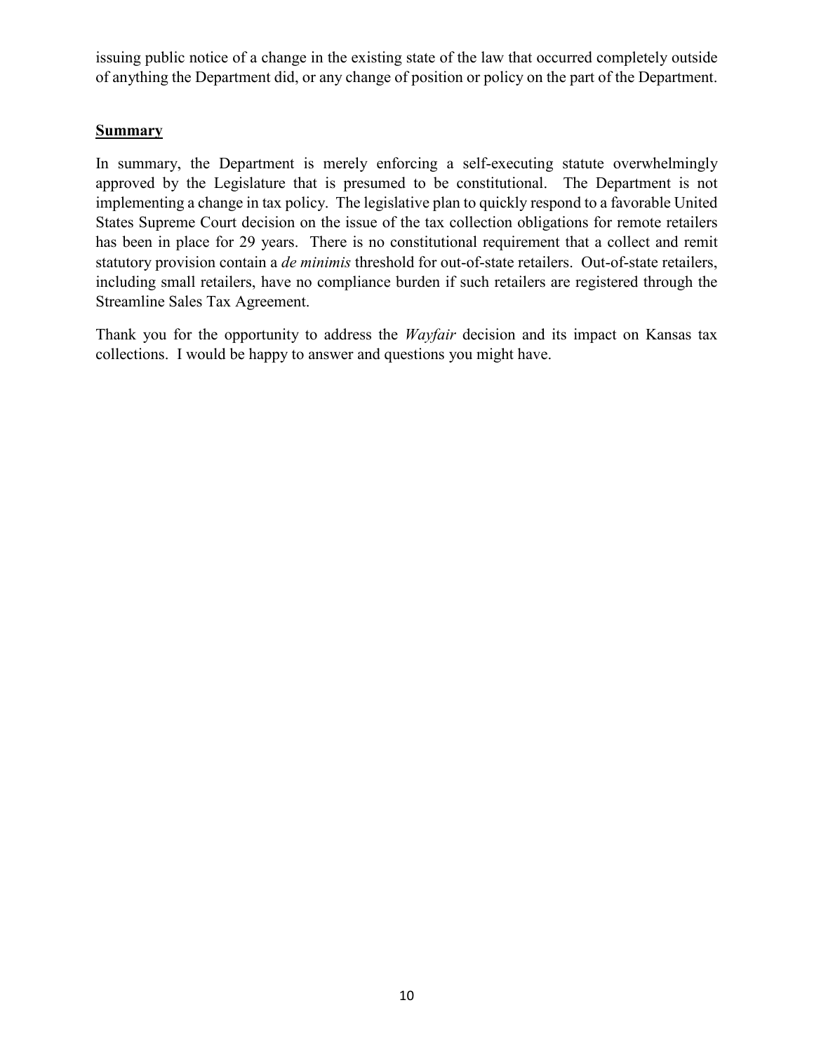issuing public notice of a change in the existing state of the law that occurred completely outside of anything the Department did, or any change of position or policy on the part of the Department.

**Summary**

In summary, the Department is merely enforcing a self-executing statute overwhelmingly approved by the Legislature that is presumed to be constitutional. The Department is not implementing a change in tax policy. The legislative plan to quickly respond to a favorable United States Supreme Court decision on the issue of the tax collection obligations for remote retailers has been in place for 29 years. There is no constitutional requirement that a collect and remit statutory provision contain a *de minimis* threshold for out-of-state retailers. Out-of-state retailers, including small retailers, have no compliance burden if such retailers are registered through the Streamline Sales Tax Agreement.

Thank you for the opportunity to address the *Wayfair* decision and its impact on Kansas tax collections. I would be happy to answer and questions you might have.